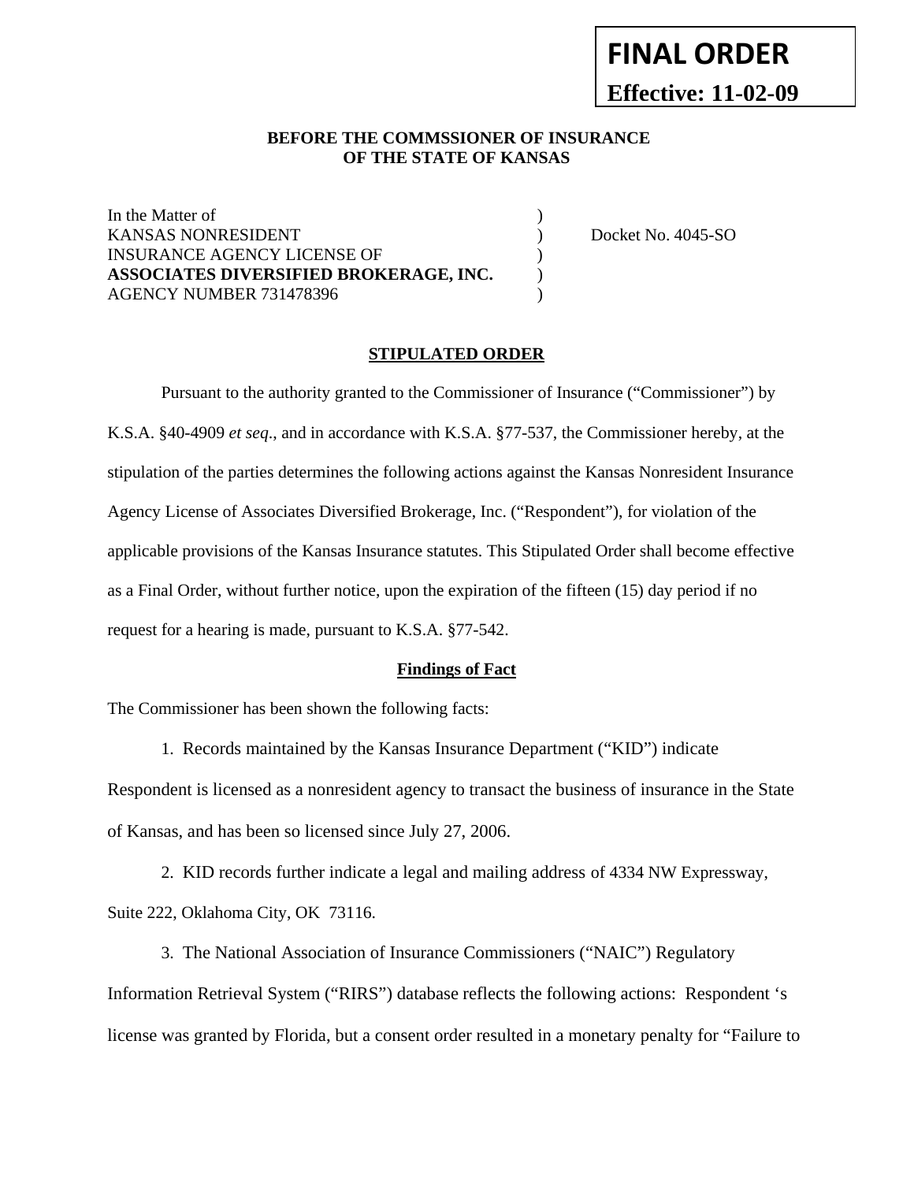**FINAL ORDER**

**Effective: 11-02-09**

**BEFORE THE COMMSSIONER OF INSURANCE**
**OF THE STATE OF KANSAS**

| | | |
|---|---|---|
| In the Matter of | ) | |
| KANSAS NONRESIDENT | ) | Docket No. 4045-SO |
| INSURANCE AGENCY LICENSE OF | ) | |
| **ASSOCIATES DIVERSIFIED BROKERAGE, INC.** | ) | |
| AGENCY NUMBER 731478396 | ) | |

**STIPULATED ORDER**

Pursuant to the authority granted to the Commissioner of Insurance ("Commissioner") by K.S.A. §40-4909 *et seq*., and in accordance with K.S.A. §77-537, the Commissioner hereby, at the stipulation of the parties determines the following actions against the Kansas Nonresident Insurance Agency License of Associates Diversified Brokerage, Inc. ("Respondent"), for violation of the applicable provisions of the Kansas Insurance statutes. This Stipulated Order shall become effective as a Final Order, without further notice, upon the expiration of the fifteen (15) day period if no request for a hearing is made, pursuant to K.S.A. §77-542.

**Findings of Fact**

The Commissioner has been shown the following facts:

1. Records maintained by the Kansas Insurance Department ("KID") indicate Respondent is licensed as a nonresident agency to transact the business of insurance in the State of Kansas, and has been so licensed since July 27, 2006.

2. KID records further indicate a legal and mailing address of 4334 NW Expressway, Suite 222, Oklahoma City, OK 73116.

3. The National Association of Insurance Commissioners ("NAIC") Regulatory Information Retrieval System ("RIRS") database reflects the following actions: Respondent 's license was granted by Florida, but a consent order resulted in a monetary penalty for "Failure to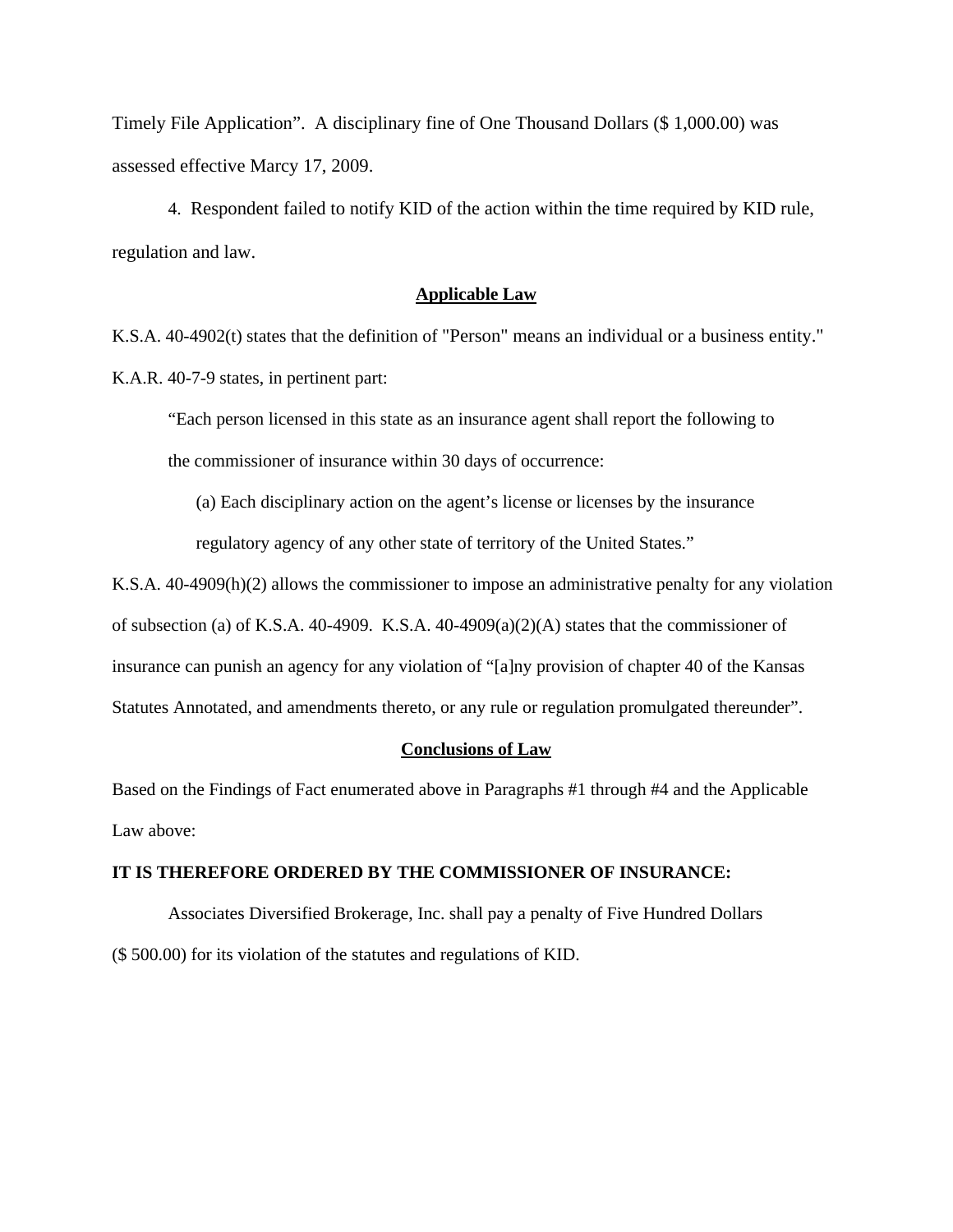Timely File Application". A disciplinary fine of One Thousand Dollars ($ 1,000.00) was assessed effective Marcy 17, 2009.

4. Respondent failed to notify KID of the action within the time required by KID rule, regulation and law.

## Applicable Law

K.S.A. 40-4902(t) states that the definition of "Person" means an individual or a business entity."

K.A.R. 40-7-9 states, in pertinent part:

> "Each person licensed in this state as an insurance agent shall report the following to the commissioner of insurance within 30 days of occurrence:
>
> (a) Each disciplinary action on the agent's license or licenses by the insurance regulatory agency of any other state of territory of the United States."

K.S.A. 40-4909(h)(2) allows the commissioner to impose an administrative penalty for any violation of subsection (a) of K.S.A. 40-4909. K.S.A. 40-4909(a)(2)(A) states that the commissioner of insurance can punish an agency for any violation of "[a]ny provision of chapter 40 of the Kansas Statutes Annotated, and amendments thereto, or any rule or regulation promulgated thereunder".

## Conclusions of Law

Based on the Findings of Fact enumerated above in Paragraphs #1 through #4 and the Applicable Law above:

**IT IS THEREFORE ORDERED BY THE COMMISSIONER OF INSURANCE:**

Associates Diversified Brokerage, Inc. shall pay a penalty of Five Hundred Dollars ($ 500.00) for its violation of the statutes and regulations of KID.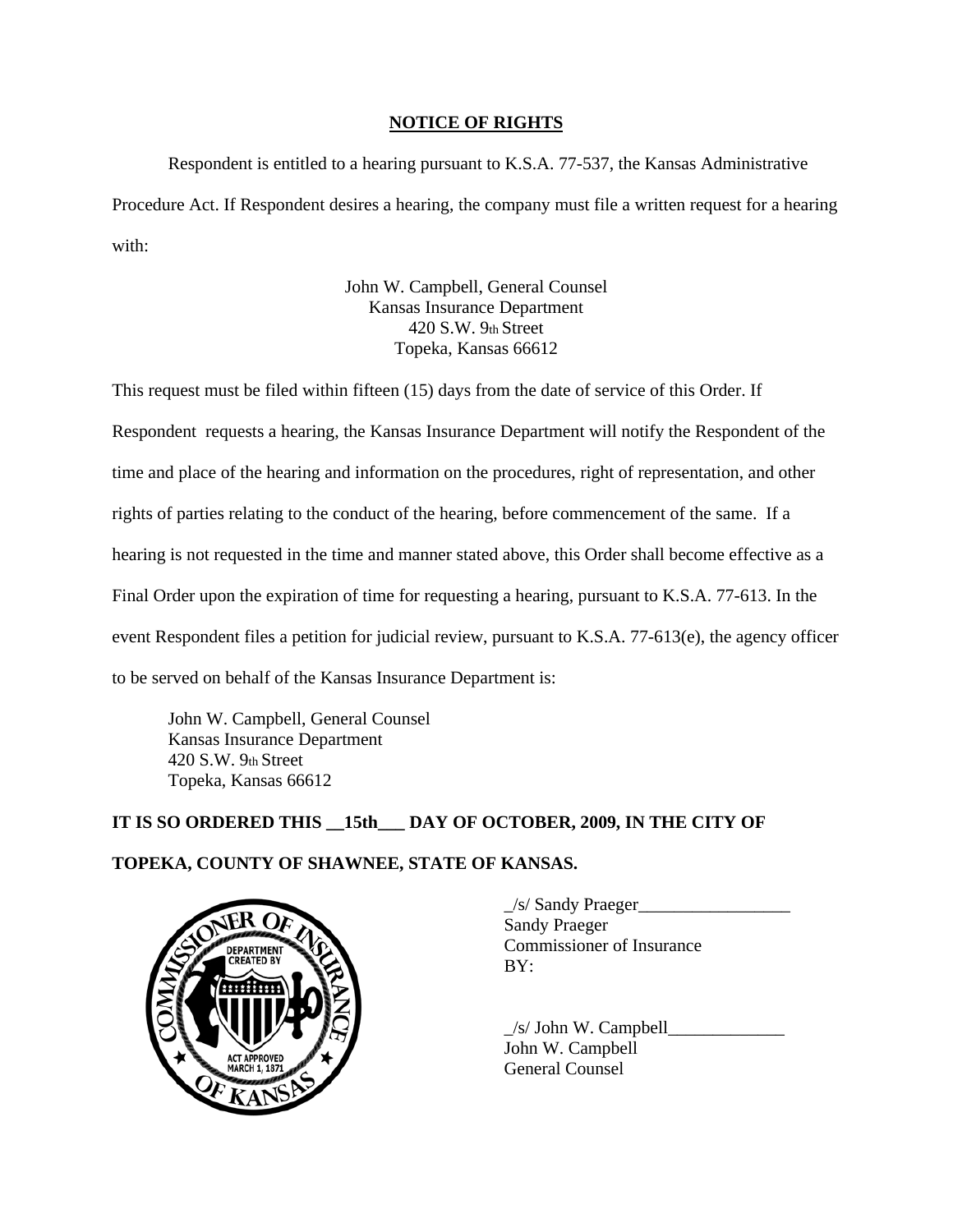## NOTICE OF RIGHTS

Respondent is entitled to a hearing pursuant to K.S.A. 77-537, the Kansas Administrative Procedure Act. If Respondent desires a hearing, the company must file a written request for a hearing with:

John W. Campbell, General Counsel
Kansas Insurance Department
420 S.W. 9th Street
Topeka, Kansas 66612

This request must be filed within fifteen (15) days from the date of service of this Order. If Respondent requests a hearing, the Kansas Insurance Department will notify the Respondent of the time and place of the hearing and information on the procedures, right of representation, and other rights of parties relating to the conduct of the hearing, before commencement of the same. If a hearing is not requested in the time and manner stated above, this Order shall become effective as a Final Order upon the expiration of time for requesting a hearing, pursuant to K.S.A. 77-613. In the event Respondent files a petition for judicial review, pursuant to K.S.A. 77-613(e), the agency officer to be served on behalf of the Kansas Insurance Department is:

John W. Campbell, General Counsel
Kansas Insurance Department
420 S.W. 9th Street
Topeka, Kansas 66612

**IT IS SO ORDERED THIS __15th___ DAY OF OCTOBER, 2009, IN THE CITY OF TOPEKA, COUNTY OF SHAWNEE, STATE OF KANSAS.**

_/s/ Sandy Praeger_________________
Sandy Praeger
Commissioner of Insurance
BY:

_/s/ John W. Campbell_____________
John W. Campbell
General Counsel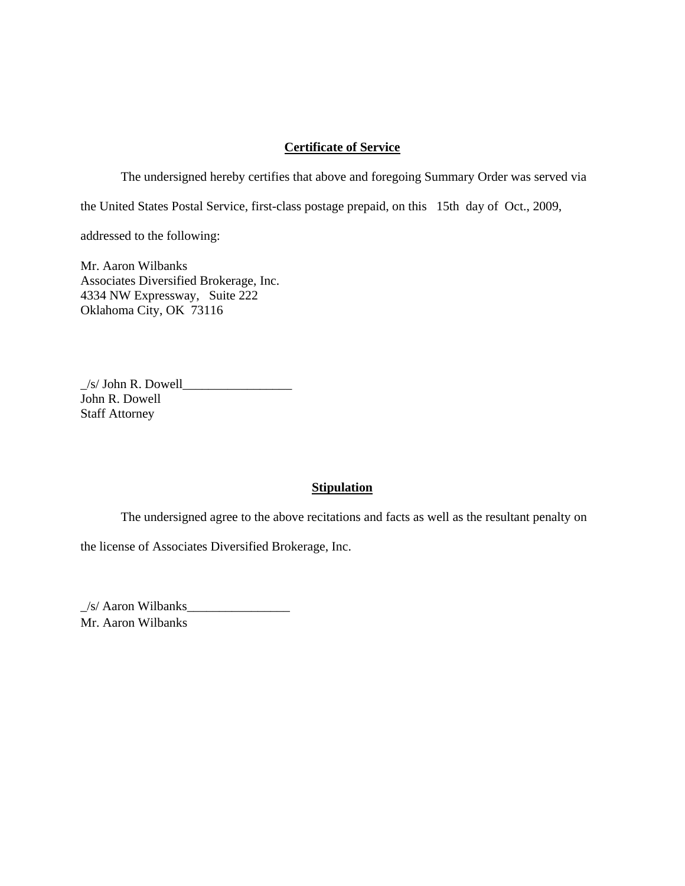## Certificate of Service

The undersigned hereby certifies that above and foregoing Summary Order was served via the United States Postal Service, first-class postage prepaid, on this 15th day of Oct., 2009, addressed to the following:

Mr. Aaron Wilbanks
Associates Diversified Brokerage, Inc.
4334 NW Expressway, Suite 222
Oklahoma City, OK 73116

_/s/ John R. Dowell_________________
John R. Dowell
Staff Attorney

## Stipulation

The undersigned agree to the above recitations and facts as well as the resultant penalty on the license of Associates Diversified Brokerage, Inc.

_/s/ Aaron Wilbanks________________
Mr. Aaron Wilbanks